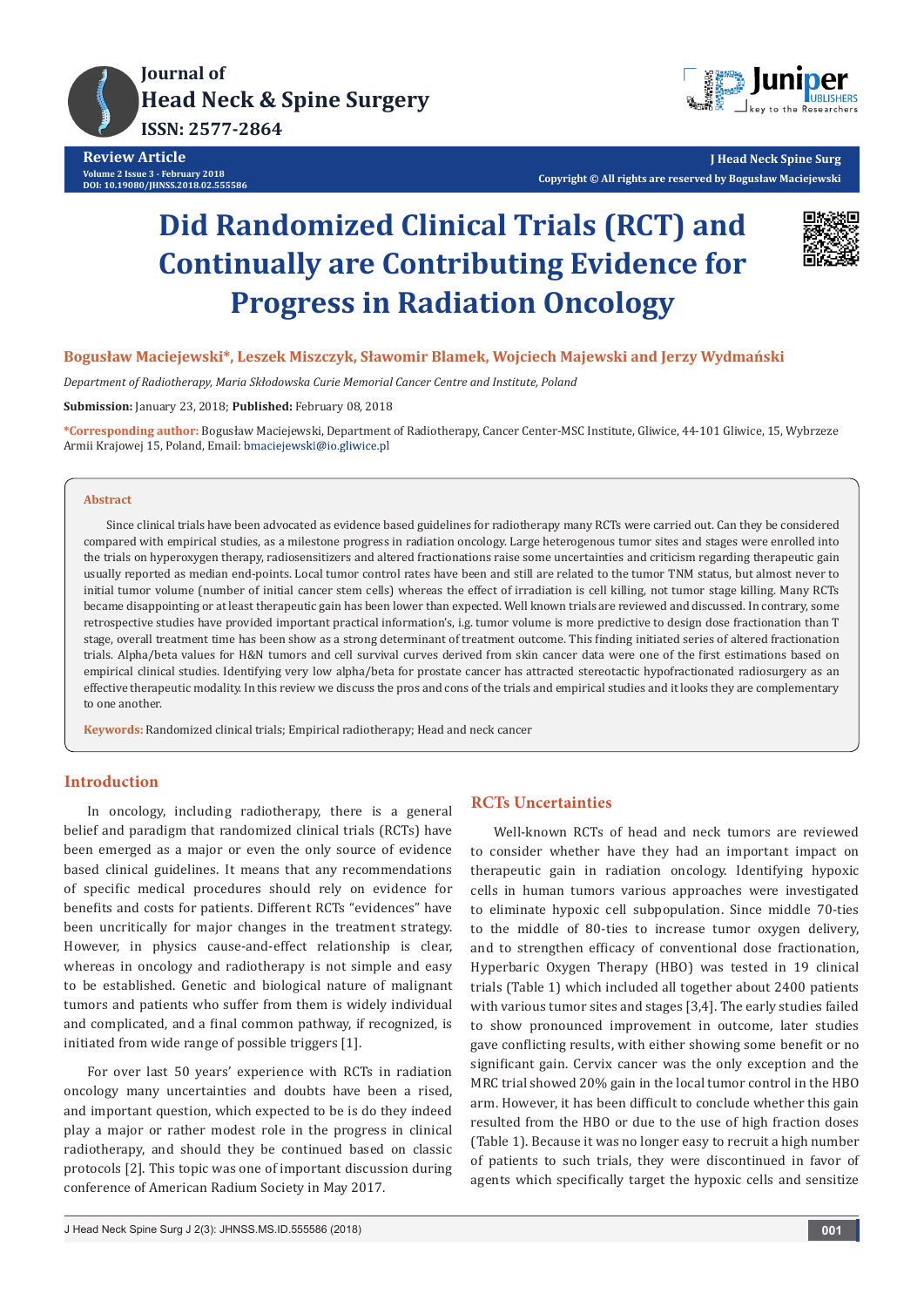Review Article

# Did Randomized Clinical Trials (RCT) and Continually are Contributing Evidence for Progress in Radiation Oncology

**Bogusław Maciejewski*, Leszek Miszczyk, Sławomir Blamek, Wojciech Majewski and Jerzy Wydmański**

*Department of Radiotherapy, Maria Skłodowska Curie Memorial Cancer Centre and Institute, Poland*

**Submission:** January 23, 2018; **Published:** February 08, 2018

**\*Corresponding author:** Bogusław Maciejewski, Department of Radiotherapy, Cancer Center-MSC Institute, Gliwice, 44-101 Gliwice, 15, Wybrzeze Armii Krajowej 15, Poland, Email: bmaciejewski@io.gliwice.pl

## Abstract

Since clinical trials have been advocated as evidence based guidelines for radiotherapy many RCTs were carried out. Can they be considered compared with empirical studies, as a milestone progress in radiation oncology. Large heterogenous tumor sites and stages were enrolled into the trials on hyperoxygen therapy, radiosensitizers and altered fractionations raise some uncertainties and criticism regarding therapeutic gain usually reported as median end-points. Local tumor control rates have been and still are related to the tumor TNM status, but almost never to initial tumor volume (number of initial cancer stem cells) whereas the effect of irradiation is cell killing, not tumor stage killing. Many RCTs became disappointing or at least therapeutic gain has been lower than expected. Well known trials are reviewed and discussed. In contrary, some retrospective studies have provided important practical information's, i.g. tumor volume is more predictive to design dose fractionation than T stage, overall treatment time has been show as a strong determinant of treatment outcome. This finding initiated series of altered fractionation trials. Alpha/beta values for H&N tumors and cell survival curves derived from skin cancer data were one of the first estimations based on empirical clinical studies. Identifying very low alpha/beta for prostate cancer has attracted stereotactic hypofractionated radiosurgery as an effective therapeutic modality. In this review we discuss the pros and cons of the trials and empirical studies and it looks they are complementary to one another.

**Keywords:** Randomized clinical trials; Empirical radiotherapy; Head and neck cancer

## Introduction

In oncology, including radiotherapy, there is a general belief and paradigm that randomized clinical trials (RCTs) have been emerged as a major or even the only source of evidence based clinical guidelines. It means that any recommendations of specific medical procedures should rely on evidence for benefits and costs for patients. Different RCTs "evidences" have been uncritically for major changes in the treatment strategy. However, in physics cause-and-effect relationship is clear, whereas in oncology and radiotherapy is not simple and easy to be established. Genetic and biological nature of malignant tumors and patients who suffer from them is widely individual and complicated, and a final common pathway, if recognized, is initiated from wide range of possible triggers [1].

For over last 50 years' experience with RCTs in radiation oncology many uncertainties and doubts have been a rised, and important question, which expected to be is do they indeed play a major or rather modest role in the progress in clinical radiotherapy, and should they be continued based on classic protocols [2]. This topic was one of important discussion during conference of American Radium Society in May 2017.

## RCTs Uncertainties

Well-known RCTs of head and neck tumors are reviewed to consider whether have they had an important impact on therapeutic gain in radiation oncology. Identifying hypoxic cells in human tumors various approaches were investigated to eliminate hypoxic cell subpopulation. Since middle 70-ties to the middle of 80-ties to increase tumor oxygen delivery, and to strengthen efficacy of conventional dose fractionation, Hyperbaric Oxygen Therapy (HBO) was tested in 19 clinical trials (Table 1) which included all together about 2400 patients with various tumor sites and stages [3,4]. The early studies failed to show pronounced improvement in outcome, later studies gave conflicting results, with either showing some benefit or no significant gain. Cervix cancer was the only exception and the MRC trial showed 20% gain in the local tumor control in the HBO arm. However, it has been difficult to conclude whether this gain resulted from the HBO or due to the use of high fraction doses (Table 1). Because it was no longer easy to recruit a high number of patients to such trials, they were discontinued in favor of agents which specifically target the hypoxic cells and sensitize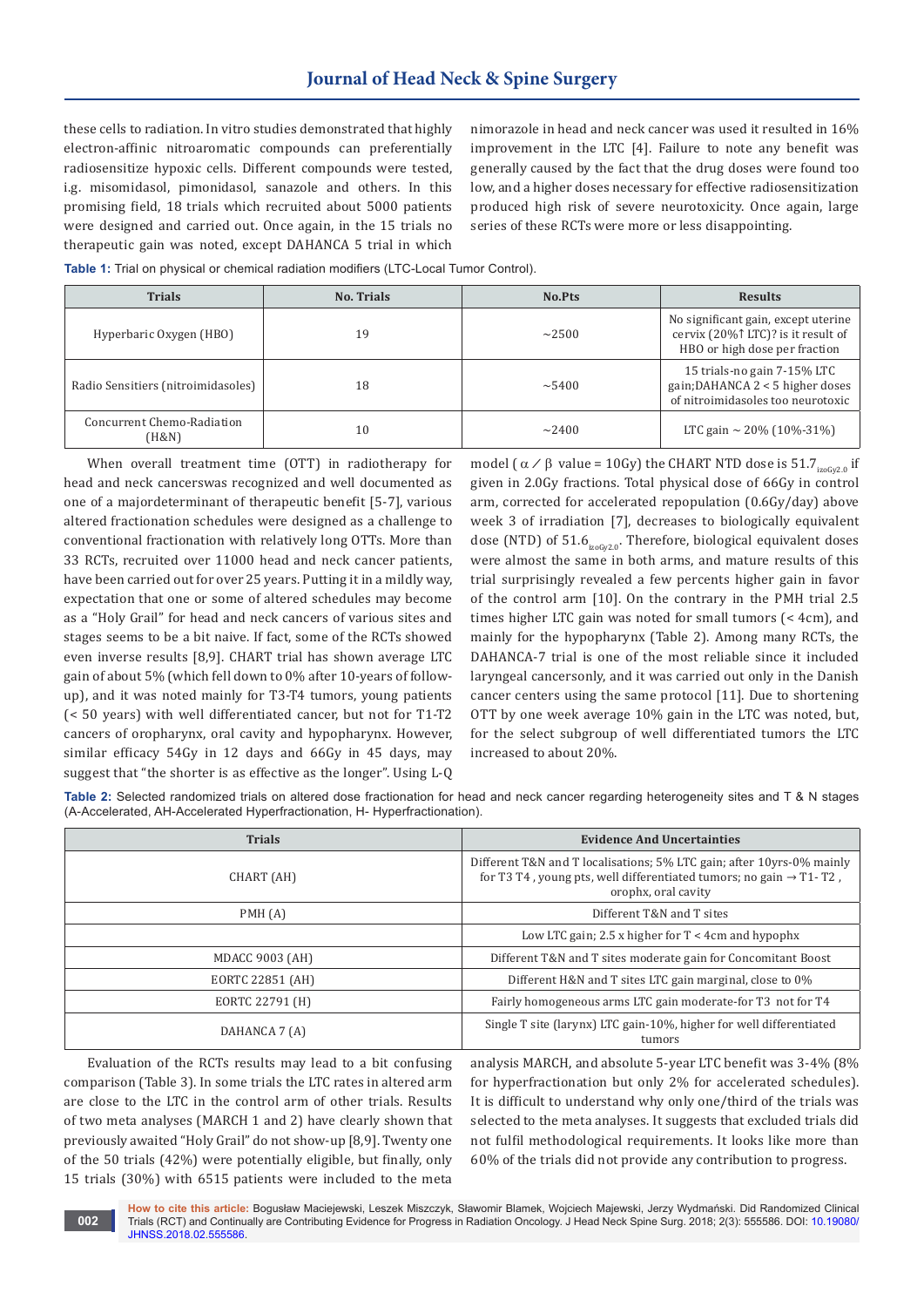these cells to radiation. In vitro studies demonstrated that highly electron-affinic nitroaromatic compounds can preferentially radiosensitize hypoxic cells. Different compounds were tested, i.g. misomidasol, pimonidasol, sanazole and others. In this promising field, 18 trials which recruited about 5000 patients were designed and carried out. Once again, in the 15 trials no therapeutic gain was noted, except DAHANCA 5 trial in which nimorazole in head and neck cancer was used it resulted in 16% improvement in the LTC [4]. Failure to note any benefit was generally caused by the fact that the drug doses were found too low, and a higher doses necessary for effective radiosensitization produced high risk of severe neurotoxicity. Once again, large series of these RCTs were more or less disappointing.

**Table 1:** Trial on physical or chemical radiation modifiers (LTC-Local Tumor Control).

| Trials | No. Trials | No.Pts | Results |
|---|---|---|---|
| Hyperbaric Oxygen (HBO) | 19 | ~2500 | No significant gain, except uterine cervix (20%↑ LTC)? is it result of HBO or high dose per fraction |
| Radio Sensitiers (nitroimidasoles) | 18 | ~5400 | 15 trials-no gain 7-15% LTC gain;DAHANCA 2 < 5 higher doses of nitroimidasoles too neurotoxic |
| Concurrent Chemo-Radiation (H&N) | 10 | ~2400 | LTC gain ~ 20% (10%-31%) |

When overall treatment time (OTT) in radiotherapy for head and neck cancerswas recognized and well documented as one of a majordeterminant of therapeutic benefit [5-7], various altered fractionation schedules were designed as a challenge to conventional fractionation with relatively long OTTs. More than 33 RCTs, recruited over 11000 head and neck cancer patients, have been carried out for over 25 years. Putting it in a mildly way, expectation that one or some of altered schedules may become as a "Holy Grail" for head and neck cancers of various sites and stages seems to be a bit naive. If fact, some of the RCTs showed even inverse results [8,9]. CHART trial has shown average LTC gain of about 5% (which fell down to 0% after 10-years of follow-up), and it was noted mainly for T3-T4 tumors, young patients (< 50 years) with well differentiated cancer, but not for T1-T2 cancers of oropharynx, oral cavity and hypopharynx. However, similar efficacy 54Gy in 12 days and 66Gy in 45 days, may suggest that "the shorter is as effective as the longer". Using L-Q model ( $\alpha / \beta$ value = 10Gy) the CHART NTD dose is $51.7_{izoGy2.0}$ if given in 2.0Gy fractions. Total physical dose of 66Gy in control arm, corrected for accelerated repopulation (0.6Gy/day) above week 3 of irradiation [7], decreases to biologically equivalent dose (NTD) of $51.6_{izoGy2.0}$. Therefore, biological equivalent doses were almost the same in both arms, and mature results of this trial surprisingly revealed a few percents higher gain in favor of the control arm [10]. On the contrary in the PMH trial 2.5 times higher LTC gain was noted for small tumors (< 4cm), and mainly for the hypopharynx (Table 2). Among many RCTs, the DAHANCA-7 trial is one of the most reliable since it included laryngeal cancersonly, and it was carried out only in the Danish cancer centers using the same protocol [11]. Due to shortening OTT by one week average 10% gain in the LTC was noted, but, for the select subgroup of well differentiated tumors the LTC increased to about 20%.

**Table 2:** Selected randomized trials on altered dose fractionation for head and neck cancer regarding heterogeneity sites and T & N stages (A-Accelerated, AH-Accelerated Hyperfractionation, H- Hyperfractionation).

| Trials | Evidence And Uncertainties |
|---|---|
| CHART (AH) | Different T&N and T localisations; 5% LTC gain; after 10yrs-0% mainly for T3 T4 , young pts, well differentiated tumors; no gain → T1- T2 , orophx, oral cavity |
| PMH (A) | Different T&N and T sites |
| | Low LTC gain; 2.5 x higher for T < 4cm and hypophx |
| MDACC 9003 (AH) | Different T&N and T sites moderate gain for Concomitant Boost |
| EORTC 22851 (AH) | Different H&N and T sites LTC gain marginal, close to 0% |
| EORTC 22791 (H) | Fairly homogeneous arms LTC gain moderate-for T3 not for T4 |
| DAHANCA 7 (A) | Single T site (larynx) LTC gain-10%, higher for well differentiated tumors |

Evaluation of the RCTs results may lead to a bit confusing comparison (Table 3). In some trials the LTC rates in altered arm are close to the LTC in the control arm of other trials. Results of two meta analyses (MARCH 1 and 2) have clearly shown that previously awaited "Holy Grail" do not show-up [8,9]. Twenty one of the 50 trials (42%) were potentially eligible, but finally, only 15 trials (30%) with 6515 patients were included to the meta analysis MARCH, and absolute 5-year LTC benefit was 3-4% (8% for hyperfractionation but only 2% for accelerated schedules). It is difficult to understand why only one/third of the trials was selected to the meta analyses. It suggests that excluded trials did not fulfil methodological requirements. It looks like more than 60% of the trials did not provide any contribution to progress.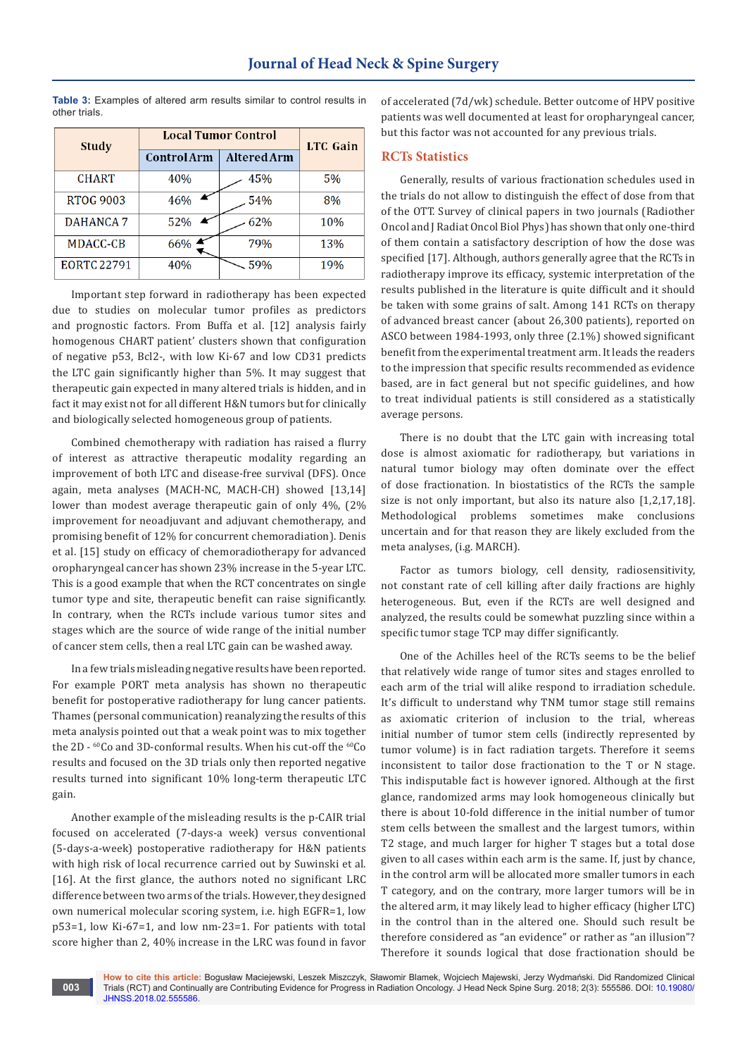**Table 3:** Examples of altered arm results similar to control results in other trials.

| Study | Local Tumor Control | | LTC Gain |
|---|---|---|---|
| | Control Arm | Altered Arm | |
| CHART | 40% | 45% | 5% |
| RTOG 9003 | 46% | 54% | 8% |
| DAHANCA 7 | 52% | 62% | 10% |
| MDACC-CB | 66% | 79% | 13% |
| EORTC 22791 | 40% | 59% | 19% |

Important step forward in radiotherapy has been expected due to studies on molecular tumor profiles as predictors and prognostic factors. From Buffa et al. [12] analysis fairly homogenous CHART patient' clusters shown that combination of negative p53, Bcl2-, with low Ki-67 and low CD31 predicts the LTC gain significantly higher than 5%. It may suggest that therapeutic gain expected in many altered trials is hidden, and in fact it may exist not for all different H&N tumors but for clinically and biologically selected homogeneous group of patients.

Combined chemotherapy with radiation has raised a flurry of interest as attractive therapeutic modality regarding an improvement of both LTC and disease-free survival (DFS). Once again, meta analyses (MACH-NC, MACH-CH) showed [13,14] lower than modest average therapeutic gain of only 4%, (2% improvement for neoadjuvant and adjuvant chemotherapy, and promising benefit of 12% for concurrent chemoradiation). Denis et al. [15] study on efficacy of chemoradiotherapy for advanced oropharyngeal cancer has shown 23% increase in the 5-year LTC. This is a good example that when the RCT concentrates on single tumor type and site, therapeutic benefit can raise significantly. In contrary, when the RCTs include various tumor sites and stages which are the source of wide range of the initial number of cancer stem cells, then a real LTC gain can be washed away.

In a few trials misleading negative results have been reported. For example PORT meta analysis has shown no therapeutic benefit for postoperative radiotherapy for lung cancer patients. Thames (personal communication) reanalyzing the results of this meta analysis pointed out that a weak point was to mix together the 2D - $^{60}$Co and 3D-conformal results. When his cut-off the $^{60}$Co results and focused on the 3D trials only then reported negative results turned into significant 10% long-term therapeutic LTC gain.

Another example of the misleading results is the p-CAIR trial focused on accelerated (7-days-a week) versus conventional (5-days-a-week) postoperative radiotherapy for H&N patients with high risk of local recurrence carried out by Suwinski et al. [16]. At the first glance, the authors noted no significant LRC difference between two arms of the trials. However, they designed own numerical molecular scoring system, i.e. high EGFR=1, low p53=1, low Ki-67=1, and low nm-23=1. For patients with total score higher than 2, 40% increase in the LRC was found in favor of accelerated (7d/wk) schedule. Better outcome of HPV positive patients was well documented at least for oropharyngeal cancer, but this factor was not accounted for any previous trials.

## RCTs Statistics

Generally, results of various fractionation schedules used in the trials do not allow to distinguish the effect of dose from that of the OTT. Survey of clinical papers in two journals (Radiother Oncol and J Radiat Oncol Biol Phys) has shown that only one-third of them contain a satisfactory description of how the dose was specified [17]. Although, authors generally agree that the RCTs in radiotherapy improve its efficacy, systemic interpretation of the results published in the literature is quite difficult and it should be taken with some grains of salt. Among 141 RCTs on therapy of advanced breast cancer (about 26,300 patients), reported on ASCO between 1984-1993, only three (2.1%) showed significant benefit from the experimental treatment arm. It leads the readers to the impression that specific results recommended as evidence based, are in fact general but not specific guidelines, and how to treat individual patients is still considered as a statistically average persons.

There is no doubt that the LTC gain with increasing total dose is almost axiomatic for radiotherapy, but variations in natural tumor biology may often dominate over the effect of dose fractionation. In biostatistics of the RCTs the sample size is not only important, but also its nature also [1,2,17,18]. Methodological problems sometimes make conclusions uncertain and for that reason they are likely excluded from the meta analyses, (i.g. MARCH).

Factor as tumors biology, cell density, radiosensitivity, not constant rate of cell killing after daily fractions are highly heterogeneous. But, even if the RCTs are well designed and analyzed, the results could be somewhat puzzling since within a specific tumor stage TCP may differ significantly.

One of the Achilles heel of the RCTs seems to be the belief that relatively wide range of tumor sites and stages enrolled to each arm of the trial will alike respond to irradiation schedule. It's difficult to understand why TNM tumor stage still remains as axiomatic criterion of inclusion to the trial, whereas initial number of tumor stem cells (indirectly represented by tumor volume) is in fact radiation targets. Therefore it seems inconsistent to tailor dose fractionation to the T or N stage. This indisputable fact is however ignored. Although at the first glance, randomized arms may look homogeneous clinically but there is about 10-fold difference in the initial number of tumor stem cells between the smallest and the largest tumors, within T2 stage, and much larger for higher T stages but a total dose given to all cases within each arm is the same. If, just by chance, in the control arm will be allocated more smaller tumors in each T category, and on the contrary, more larger tumors will be in the altered arm, it may likely lead to higher efficacy (higher LTC) in the control than in the altered one. Should such result be therefore considered as "an evidence" or rather as "an illusion"? Therefore it sounds logical that dose fractionation should be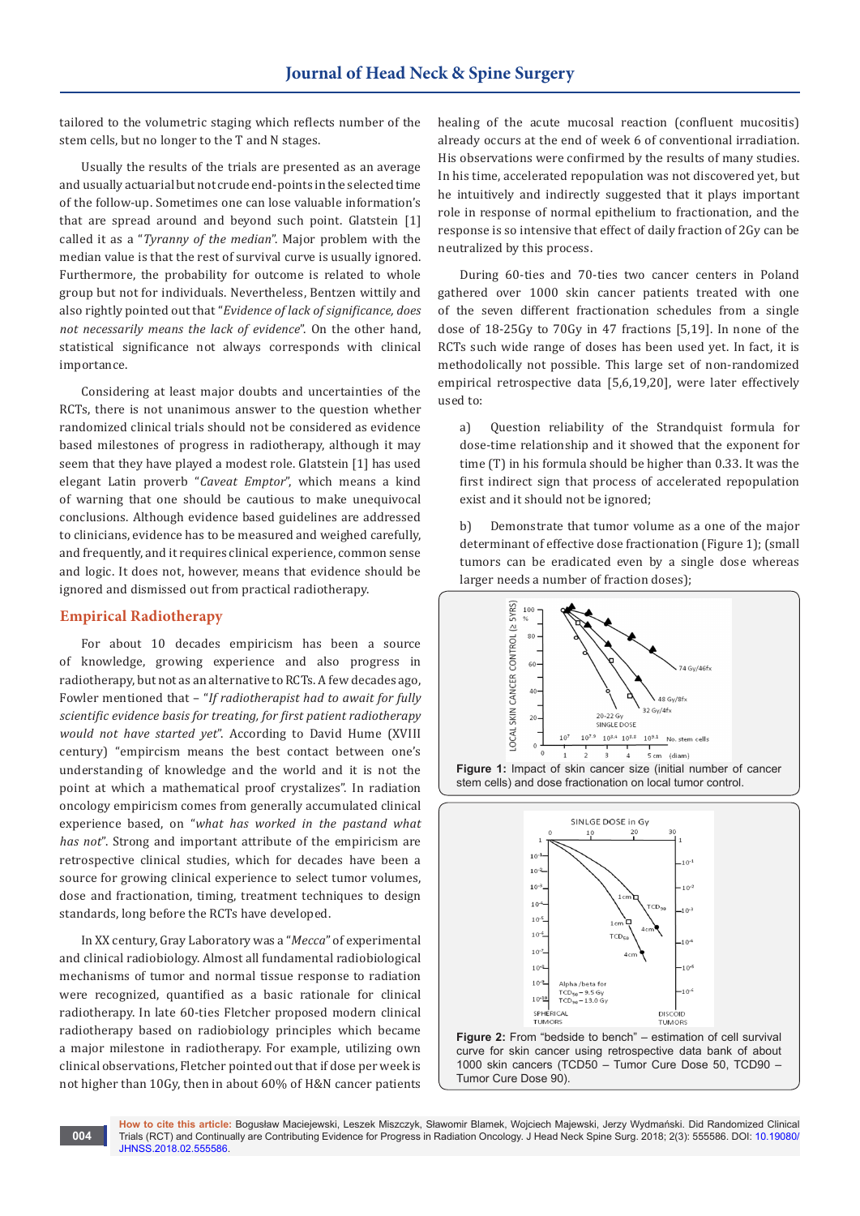tailored to the volumetric staging which reflects number of the stem cells, but no longer to the T and N stages.

Usually the results of the trials are presented as an average and usually actuarial but not crude end-points in the selected time of the follow-up. Sometimes one can lose valuable information's that are spread around and beyond such point. Glatstein [1] called it as a "*Tyranny of the median*". Major problem with the median value is that the rest of survival curve is usually ignored. Furthermore, the probability for outcome is related to whole group but not for individuals. Nevertheless, Bentzen wittily and also rightly pointed out that "*Evidence of lack of significance, does not necessarily means the lack of evidence*". On the other hand, statistical significance not always corresponds with clinical importance.

Considering at least major doubts and uncertainties of the RCTs, there is not unanimous answer to the question whether randomized clinical trials should not be considered as evidence based milestones of progress in radiotherapy, although it may seem that they have played a modest role. Glatstein [1] has used elegant Latin proverb "*Caveat Emptor*", which means a kind of warning that one should be cautious to make unequivocal conclusions. Although evidence based guidelines are addressed to clinicians, evidence has to be measured and weighed carefully, and frequently, and it requires clinical experience, common sense and logic. It does not, however, means that evidence should be ignored and dismissed out from practical radiotherapy.

## Empirical Radiotherapy

For about 10 decades empiricism has been a source of knowledge, growing experience and also progress in radiotherapy, but not as an alternative to RCTs. A few decades ago, Fowler mentioned that – "*If radiotherapist had to await for fully scientific evidence basis for treating, for first patient radiotherapy would not have started yet*". According to David Hume (XVIII century) "empiricism means the best contact between one's understanding of knowledge and the world and it is not the point at which a mathematical proof crystalizes". In radiation oncology empiricism comes from generally accumulated clinical experience based, on "*what has worked in the pastand what has not*". Strong and important attribute of the empiricism are retrospective clinical studies, which for decades have been a source for growing clinical experience to select tumor volumes, dose and fractionation, timing, treatment techniques to design standards, long before the RCTs have developed.

In XX century, Gray Laboratory was a "*Mecca*" of experimental and clinical radiobiology. Almost all fundamental radiobiological mechanisms of tumor and normal tissue response to radiation were recognized, quantified as a basic rationale for clinical radiotherapy. In late 60-ties Fletcher proposed modern clinical radiotherapy based on radiobiology principles which became a major milestone in radiotherapy. For example, utilizing own clinical observations, Fletcher pointed out that if dose per week is not higher than 10Gy, then in about 60% of H&N cancer patients healing of the acute mucosal reaction (confluent mucositis) already occurs at the end of week 6 of conventional irradiation. His observations were confirmed by the results of many studies. In his time, accelerated repopulation was not discovered yet, but he intuitively and indirectly suggested that it plays important role in response of normal epithelium to fractionation, and the response is so intensive that effect of daily fraction of 2Gy can be neutralized by this process.

During 60-ties and 70-ties two cancer centers in Poland gathered over 1000 skin cancer patients treated with one of the seven different fractionation schedules from a single dose of 18-25Gy to 70Gy in 47 fractions [5,19]. In none of the RCTs such wide range of doses has been used yet. In fact, it is methodolically not possible. This large set of non-randomized empirical retrospective data [5,6,19,20], were later effectively used to:

a) Question reliability of the Strandquist formula for dose-time relationship and it showed that the exponent for time (T) in his formula should be higher than 0.33. It was the first indirect sign that process of accelerated repopulation exist and it should not be ignored;

b) Demonstrate that tumor volume as a one of the major determinant of effective dose fractionation (Figure 1); (small tumors can be eradicated even by a single dose whereas larger needs a number of fraction doses);

**Figure 1:** Impact of skin cancer size (initial number of cancer stem cells) and dose fractionation on local tumor control.

**Figure 2:** From "bedside to bench" – estimation of cell survival curve for skin cancer using retrospective data bank of about 1000 skin cancers (TCD50 – Tumor Cure Dose 50, TCD90 – Tumor Cure Dose 90).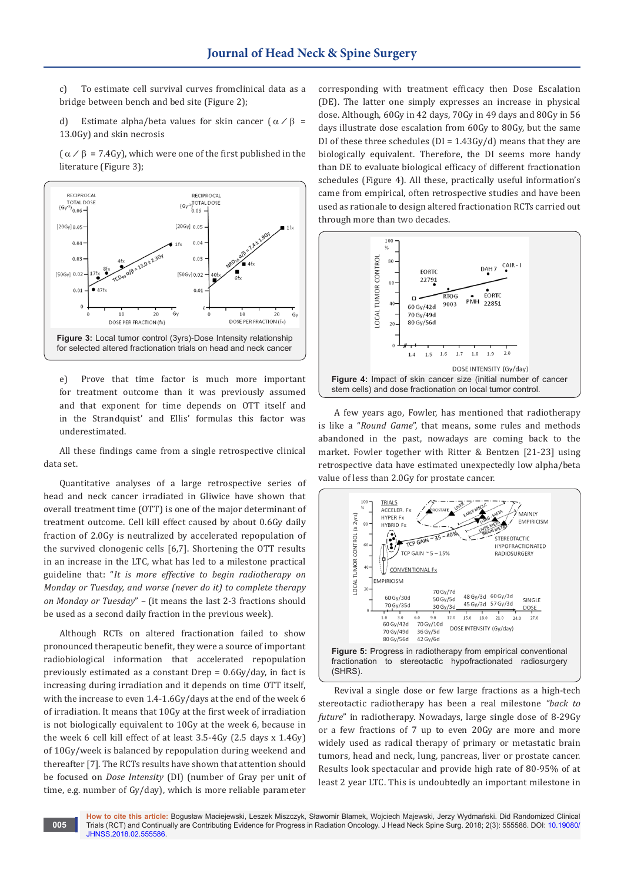c) To estimate cell survival curves fromclinical data as a bridge between bench and bed site (Figure 2);

d) Estimate alpha/beta values for skin cancer ($\alpha/\beta$ = 13.0Gy) and skin necrosis

($\alpha/\beta$ = 7.4Gy), which were one of the first published in the literature (Figure 3);

**Figure 3:** Local tumor control (3yrs)-Dose Intensity relationship for selected altered fractionation trials on head and neck cancer

e) Prove that time factor is much more important for treatment outcome than it was previously assumed and that exponent for time depends on OTT itself and in the Strandquist' and Ellis' formulas this factor was underestimated.

All these findings came from a single retrospective clinical data set.

Quantitative analyses of a large retrospective series of head and neck cancer irradiated in Gliwice have shown that overall treatment time (OTT) is one of the major determinant of treatment outcome. Cell kill effect caused by about 0.6Gy daily fraction of 2.0Gy is neutralized by accelerated repopulation of the survived clonogenic cells [6,7]. Shortening the OTT results in an increase in the LTC, what has led to a milestone practical guideline that: "*It is more effective to begin radiotherapy on Monday or Tuesday, and worse (never do it) to complete therapy on Monday or Tuesday*" – (it means the last 2-3 fractions should be used as a second daily fraction in the previous week).

Although RCTs on altered fractionation failed to show pronounced therapeutic benefit, they were a source of important radiobiological information that accelerated repopulation previously estimated as a constant Drep = 0.6Gy/day, in fact is increasing during irradiation and it depends on time OTT itself, with the increase to even 1.4-1.6Gy/days at the end of the week 6 of irradiation. It means that 10Gy at the first week of irradiation is not biologically equivalent to 10Gy at the week 6, because in the week 6 cell kill effect of at least 3.5-4Gy (2.5 days x 1.4Gy) of 10Gy/week is balanced by repopulation during weekend and thereafter [7]. The RCTs results have shown that attention should be focused on *Dose Intensity* (DI) (number of Gray per unit of time, e.g. number of Gy/day), which is more reliable parameter corresponding with treatment efficacy then Dose Escalation (DE). The latter one simply expresses an increase in physical dose. Although, 60Gy in 42 days, 70Gy in 49 days and 80Gy in 56 days illustrate dose escalation from 60Gy to 80Gy, but the same DI of these three schedules (DI = 1.43Gy/d) means that they are biologically equivalent. Therefore, the DI seems more handy than DE to evaluate biological efficacy of different fractionation schedules (Figure 4). All these, practically useful information's came from empirical, often retrospective studies and have been used as rationale to design altered fractionation RCTs carried out through more than two decades.

**Figure 4:** Impact of skin cancer size (initial number of cancer stem cells) and dose fractionation on local tumor control.

A few years ago, Fowler, has mentioned that radiotherapy is like a "*Round Game*", that means, some rules and methods abandoned in the past, nowadays are coming back to the market. Fowler together with Ritter & Bentzen [21-23] using retrospective data have estimated unexpectedly low alpha/beta value of less than 2.0Gy for prostate cancer.

**Figure 5:** Progress in radiotherapy from empirical conventional fractionation to stereotactic hypofractionated radiosurgery (SHRS).

Revival a single dose or few large fractions as a high-tech stereotactic radiotherapy has been a real milestone *"back to future*" in radiotherapy. Nowadays, large single dose of 8-29Gy or a few fractions of 7 up to even 20Gy are more and more widely used as radical therapy of primary or metastatic brain tumors, head and neck, lung, pancreas, liver or prostate cancer. Results look spectacular and provide high rate of 80-95% of at least 2 year LTC. This is undoubtedly an important milestone in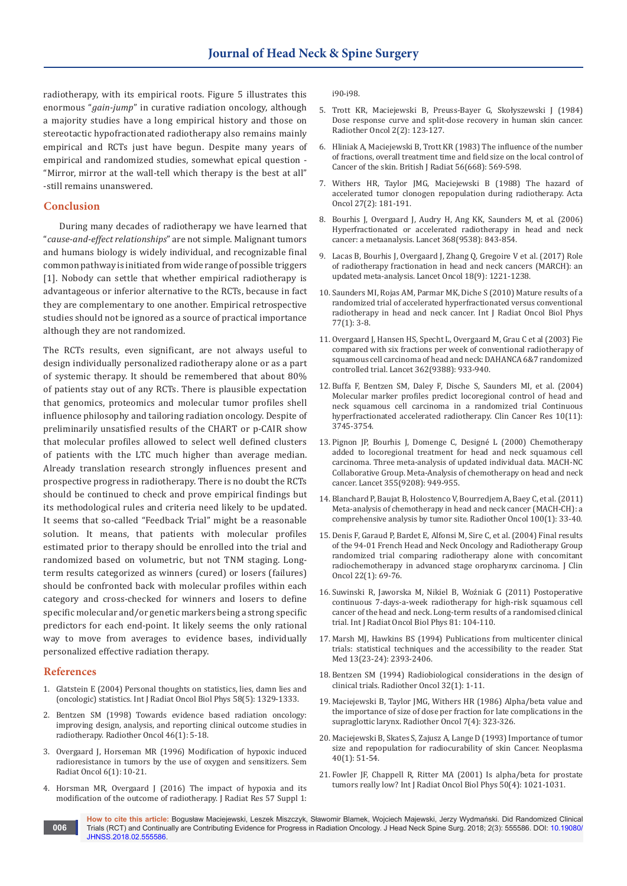radiotherapy, with its empirical roots. Figure 5 illustrates this enormous "*gain-jump*" in curative radiation oncology, although a majority studies have a long empirical history and those on stereotactic hypofractionated radiotherapy also remains mainly empirical and RCTs just have begun. Despite many years of empirical and randomized studies, somewhat epical question - "Mirror, mirror at the wall-tell which therapy is the best at all" -still remains unanswered.

## Conclusion

During many decades of radiotherapy we have learned that "*cause-and-effect relationships*" are not simple. Malignant tumors and humans biology is widely individual, and recognizable final common pathway is initiated from wide range of possible triggers [1]. Nobody can settle that whether empirical radiotherapy is advantageous or inferior alternative to the RCTs, because in fact they are complementary to one another. Empirical retrospective studies should not be ignored as a source of practical importance although they are not randomized.

The RCTs results, even significant, are not always useful to design individually personalized radiotherapy alone or as a part of systemic therapy. It should be remembered that about 80% of patients stay out of any RCTs. There is plausible expectation that genomics, proteomics and molecular tumor profiles shell influence philosophy and tailoring radiation oncology. Despite of preliminarily unsatisfied results of the CHART or p-CAIR show that molecular profiles allowed to select well defined clusters of patients with the LTC much higher than average median. Already translation research strongly influences present and prospective progress in radiotherapy. There is no doubt the RCTs should be continued to check and prove empirical findings but its methodological rules and criteria need likely to be updated. It seems that so-called "Feedback Trial" might be a reasonable solution. It means, that patients with molecular profiles estimated prior to therapy should be enrolled into the trial and randomized based on volumetric, but not TNM staging. Long-term results categorized as winners (cured) or losers (failures) should be confronted back with molecular profiles within each category and cross-checked for winners and losers to define specific molecular and/or genetic markers being a strong specific predictors for each end-point. It likely seems the only rational way to move from averages to evidence bases, individually personalized effective radiation therapy.

## References

1. Glatstein E (2004) Personal thoughts on statistics, lies, damn lies and (oncologic) statistics. Int J Radiat Oncol Biol Phys 58(5): 1329-1333.
2. Bentzen SM (1998) Towards evidence based radiation oncology: improving design, analysis, and reporting clinical outcome studies in radiotherapy. Radiother Oncol 46(1): 5-18.
3. Overgaard J, Horseman MR (1996) Modification of hypoxic induced radioresistance in tumors by the use of oxygen and sensitizers. Sem Radiat Oncol 6(1): 10-21.
4. Horsman MR, Overgaard J (2016) The impact of hypoxia and its modification of the outcome of radiotherapy. J Radiat Res 57 Suppl 1: i90-i98.
5. Trott KR, Maciejewski B, Preuss-Bayer G, Skołyszewski J (1984) Dose response curve and split-dose recovery in human skin cancer. Radiother Oncol 2(2): 123-127.
6. Hliniak A, Maciejewski B, Trott KR (1983) The influence of the number of fractions, overall treatment time and field size on the local control of Cancer of the skin. British J Radiat 56(668): 569-598.
7. Withers HR, Taylor JMG, Maciejewski B (1988) The hazard of accelerated tumor clonogen repopulation during radiotherapy. Acta Oncol 27(2): 181-191.
8. Bourhis J, Overgaard J, Audry H, Ang KK, Saunders M, et al. (2006) Hyperfractionated or accelerated radiotherapy in head and neck cancer: a metaanalysis. Lancet 368(9538): 843-854.
9. Lacas B, Bourhis J, Overgaard J, Zhang Q, Gregoire V et al. (2017) Role of radiotherapy fractionation in head and neck cancers (MARCH): an updated meta-analysis. Lancet Oncol 18(9): 1221-1238.
10. Saunders MI, Rojas AM, Parmar MK, Diche S (2010) Mature results of a randomized trial of accelerated hyperfractionated versus conventional radiotherapy in head and neck cancer. Int J Radiat Oncol Biol Phys 77(1): 3-8.
11. Overgaard J, Hansen HS, Specht L, Overgaard M, Grau C et al (2003) Fie compared with six fractions per week of conventional radiotherapy of squamous cell carcinoma of head and neck: DAHANCA 6&7 randomized controlled trial. Lancet 362(9388): 933-940.
12. Buffa F, Bentzen SM, Daley F, Dische S, Saunders MI, et al. (2004) Molecular marker profiles predict locoregional control of head and neck squamous cell carcinoma in a randomized trial Continuous hyperfractionated accelerated radiotherapy. Clin Cancer Res 10(11): 3745-3754.
13. Pignon JP, Bourhis J, Domenge C, Designé L (2000) Chemotherapy added to locoregional treatment for head and neck squamous cell carcinoma. Three meta-analysis of updated individual data. MACH-NC Collaborative Group. Meta-Analysis of chemotherapy on head and neck cancer. Lancet 355(9208): 949-955.
14. Blanchard P, Baujat B, Holostenco V, Bourredjem A, Baey C, et al. (2011) Meta-analysis of chemotherapy in head and neck cancer (MACH-CH): a comprehensive analysis by tumor site. Radiother Oncol 100(1): 33-40.
15. Denis F, Garaud P, Bardet E, Alfonsi M, Sire C, et al. (2004) Final results of the 94-01 French Head and Neck Oncology and Radiotherapy Group randomized trial comparing radiotherapy alone with concomitant radiochemotherapy in advanced stage oropharynx carcinoma. J Clin Oncol 22(1): 69-76.
16. Suwinski R, Jaworska M, Nikiel B, Woźniak G (2011) Postoperative continuous 7-days-a-week radiotherapy for high-risk squamous cell cancer of the head and neck. Long-term results of a randomised clinical trial. Int J Radiat Oncol Biol Phys 81: 104-110.
17. Marsh MJ, Hawkins BS (1994) Publications from multicenter clinical trials: statistical techniques and the accessibility to the reader. Stat Med 13(23-24): 2393-2406.
18. Bentzen SM (1994) Radiobiological considerations in the design of clinical trials. Radiother Oncol 32(1): 1-11.
19. Maciejewski B, Taylor JMG, Withers HR (1986) Alpha/beta value and the importance of size of dose per fraction for late complications in the supraglottic larynx. Radiother Oncol 7(4): 323-326.
20. Maciejewski B, Skates S, Zajusz A, Lange D (1993) Importance of tumor size and repopulation for radiocurability of skin Cancer. Neoplasma 40(1): 51-54.
21. Fowler JF, Chappell R, Ritter MA (2001) Is alpha/beta for prostate tumors really low? Int J Radiat Oncol Biol Phys 50(4): 1021-1031.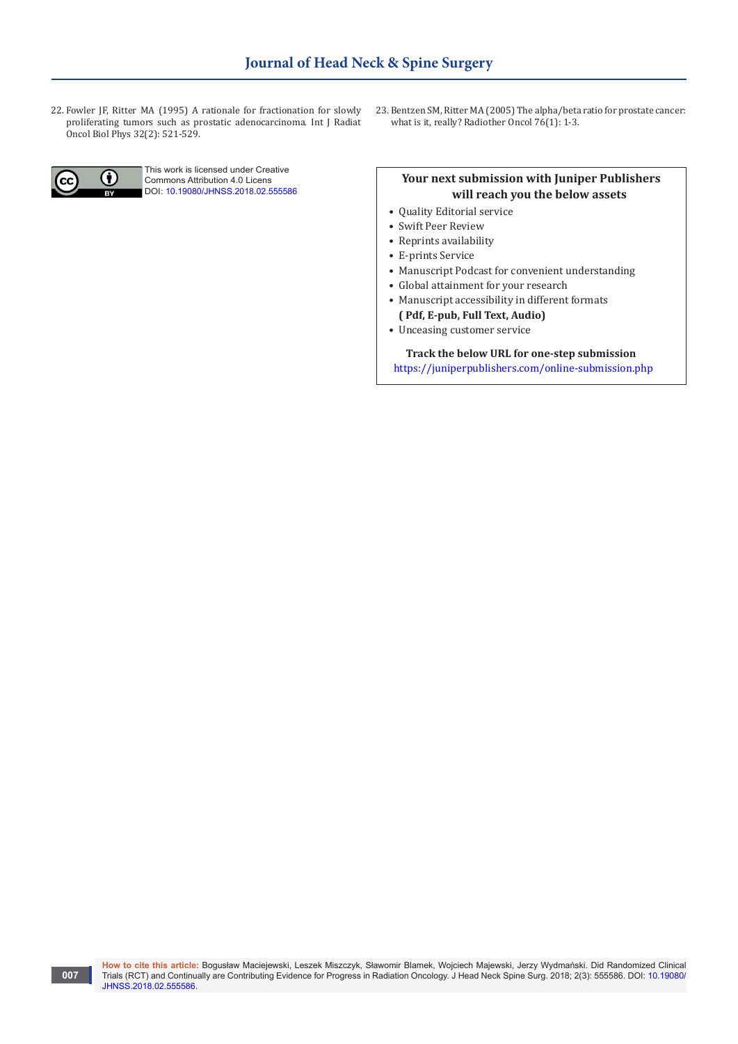22. Fowler JF, Ritter MA (1995) A rationale for fractionation for slowly proliferating tumors such as prostatic adenocarcinoma. Int J Radiat Oncol Biol Phys 32(2): 521-529.

23. Bentzen SM, Ritter MA (2005) The alpha/beta ratio for prostate cancer: what is it, really? Radiother Oncol 76(1): 1-3.

This work is licensed under Creative Commons Attribution 4.0 Licens
DOI: 10.19080/JHNSS.2018.02.555586

**Your next submission with Juniper Publishers will reach you the below assets**

- Quality Editorial service
- Swift Peer Review
- Reprints availability
- E-prints Service
- Manuscript Podcast for convenient understanding
- Global attainment for your research
- Manuscript accessibility in different formats
  **( Pdf, E-pub, Full Text, Audio)**
- Unceasing customer service

**Track the below URL for one-step submission**
https://juniperpublishers.com/online-submission.php

**How to cite this article:** Bogusław Maciejewski, Leszek Miszczyk, Sławomir Blamek, Wojciech Majewski, Jerzy Wydmański. Did Randomized Clinical Trials (RCT) and Continually are Contributing Evidence for Progress in Radiation Oncology. J Head Neck Spine Surg. 2018; 2(3): 555586. DOI: 10.19080/JHNSS.2018.02.555586.